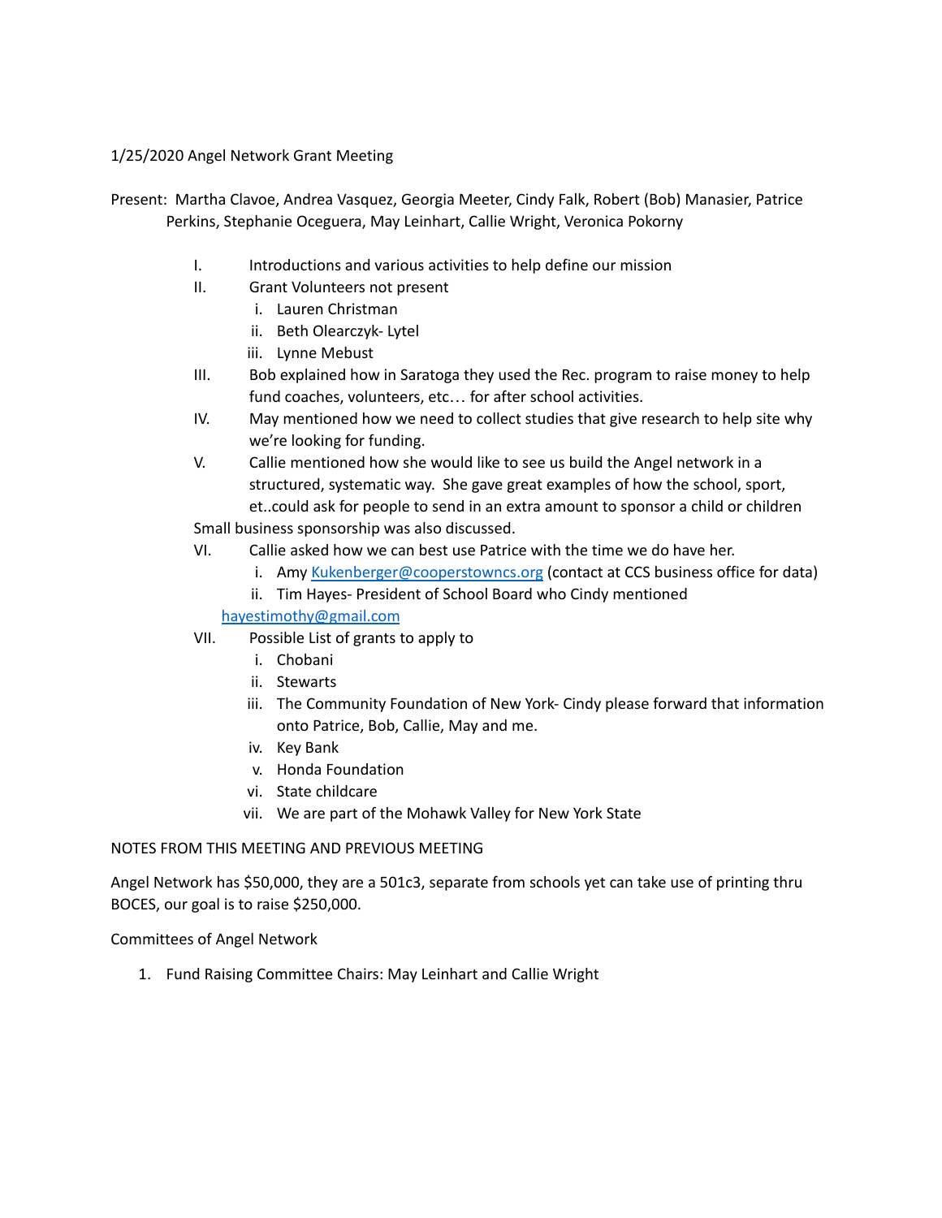1/25/2020 Angel Network Grant Meeting

Present: Martha Clavoe, Andrea Vasquez, Georgia Meeter, Cindy Falk, Robert (Bob) Manasier, Patrice Perkins, Stephanie Oceguera, May Leinhart, Callie Wright, Veronica Pokorny

I. Introductions and various activities to help define our mission
II. Grant Volunteers not present
    i. Lauren Christman
    ii. Beth Olearczyk- Lytel
    iii. Lynne Mebust
III. Bob explained how in Saratoga they used the Rec. program to raise money to help fund coaches, volunteers, etc… for after school activities.
IV. May mentioned how we need to collect studies that give research to help site why we're looking for funding.
V. Callie mentioned how she would like to see us build the Angel network in a structured, systematic way. She gave great examples of how the school, sport, et..could ask for people to send in an extra amount to sponsor a child or children

Small business sponsorship was also discussed.

VI. Callie asked how we can best use Patrice with the time we do have her.
    i. Amy [Kukenberger@cooperstowncs.org](mailto:Kukenberger@cooperstowncs.org) (contact at CCS business office for data)
    ii. Tim Hayes- President of School Board who Cindy mentioned [hayestimothy@gmail.com](mailto:hayestimothy@gmail.com)
VII. Possible List of grants to apply to
    i. Chobani
    ii. Stewarts
    iii. The Community Foundation of New York- Cindy please forward that information onto Patrice, Bob, Callie, May and me.
    iv. Key Bank
    v. Honda Foundation
    vi. State childcare
    vii. We are part of the Mohawk Valley for New York State

NOTES FROM THIS MEETING AND PREVIOUS MEETING

Angel Network has $50,000, they are a 501c3, separate from schools yet can take use of printing thru BOCES, our goal is to raise $250,000.

Committees of Angel Network

1. Fund Raising Committee Chairs: May Leinhart and Callie Wright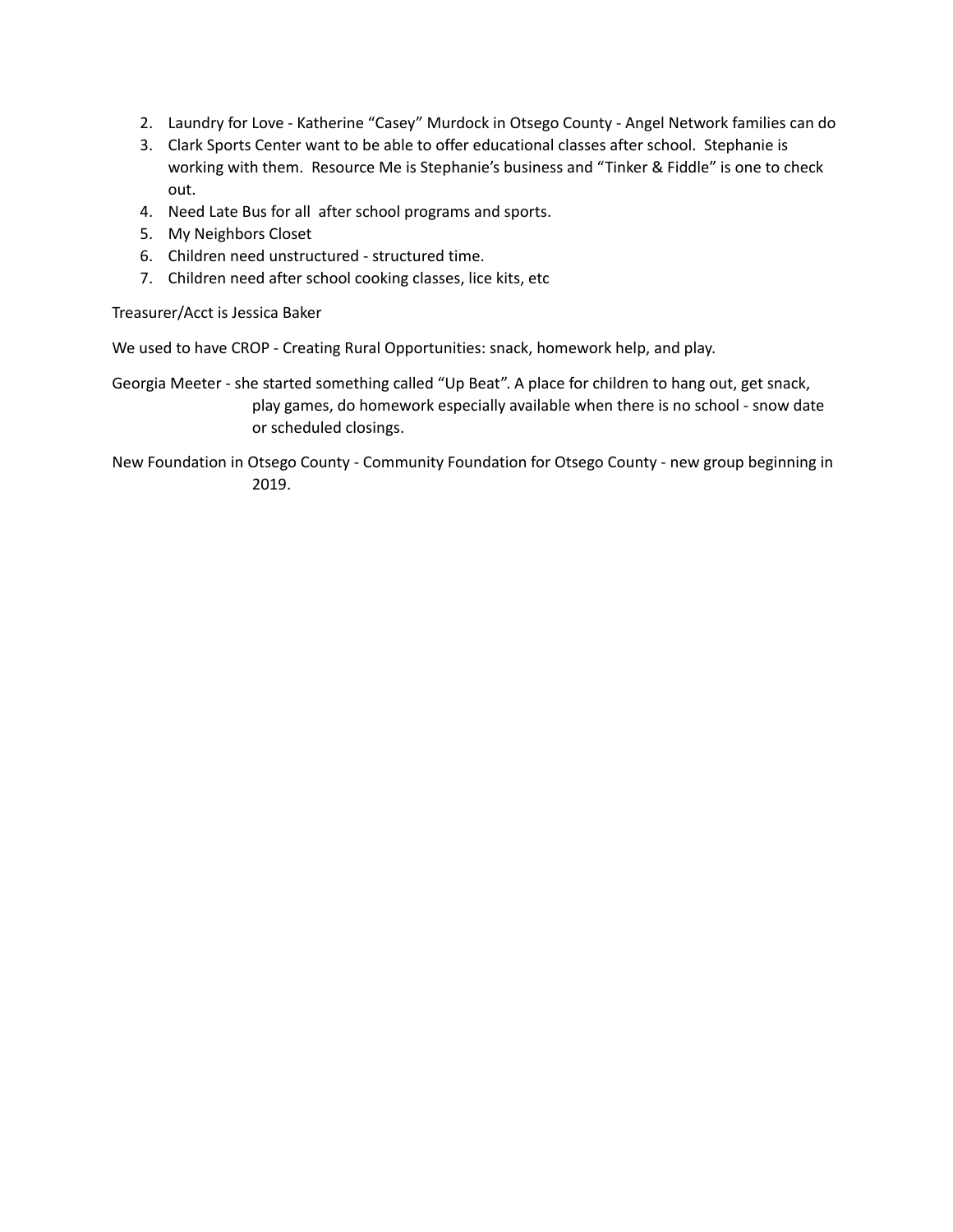2. Laundry for Love - Katherine “Casey” Murdock in Otsego County - Angel Network families can do
3. Clark Sports Center want to be able to offer educational classes after school. Stephanie is working with them. Resource Me is Stephanie’s business and “Tinker & Fiddle” is one to check out.
4. Need Late Bus for all after school programs and sports.
5. My Neighbors Closet
6. Children need unstructured - structured time.
7. Children need after school cooking classes, lice kits, etc

Treasurer/Acct is Jessica Baker

We used to have CROP - Creating Rural Opportunities: snack, homework help, and play.

Georgia Meeter - she started something called “Up Beat”. A place for children to hang out, get snack, play games, do homework especially available when there is no school - snow date or scheduled closings.

New Foundation in Otsego County - Community Foundation for Otsego County - new group beginning in 2019.